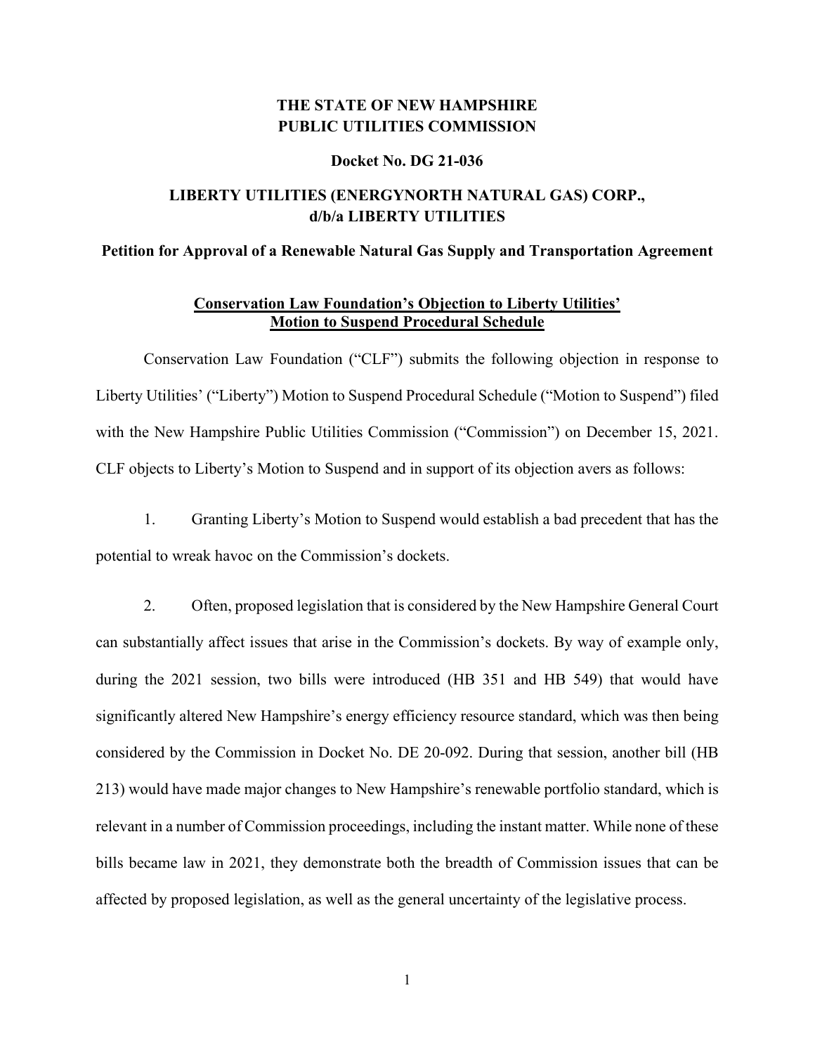**THE STATE OF NEW HAMPSHIRE**
**PUBLIC UTILITIES COMMISSION**

**Docket No. DG 21-036**

**LIBERTY UTILITIES (ENERGYNORTH NATURAL GAS) CORP., d/b/a LIBERTY UTILITIES**

**Petition for Approval of a Renewable Natural Gas Supply and Transportation Agreement**

**Conservation Law Foundation's Objection to Liberty Utilities' Motion to Suspend Procedural Schedule**

Conservation Law Foundation ("CLF") submits the following objection in response to Liberty Utilities' ("Liberty") Motion to Suspend Procedural Schedule ("Motion to Suspend") filed with the New Hampshire Public Utilities Commission ("Commission") on December 15, 2021. CLF objects to Liberty's Motion to Suspend and in support of its objection avers as follows:

1. Granting Liberty's Motion to Suspend would establish a bad precedent that has the potential to wreak havoc on the Commission's dockets.

2. Often, proposed legislation that is considered by the New Hampshire General Court can substantially affect issues that arise in the Commission's dockets. By way of example only, during the 2021 session, two bills were introduced (HB 351 and HB 549) that would have significantly altered New Hampshire's energy efficiency resource standard, which was then being considered by the Commission in Docket No. DE 20-092. During that session, another bill (HB 213) would have made major changes to New Hampshire's renewable portfolio standard, which is relevant in a number of Commission proceedings, including the instant matter. While none of these bills became law in 2021, they demonstrate both the breadth of Commission issues that can be affected by proposed legislation, as well as the general uncertainty of the legislative process.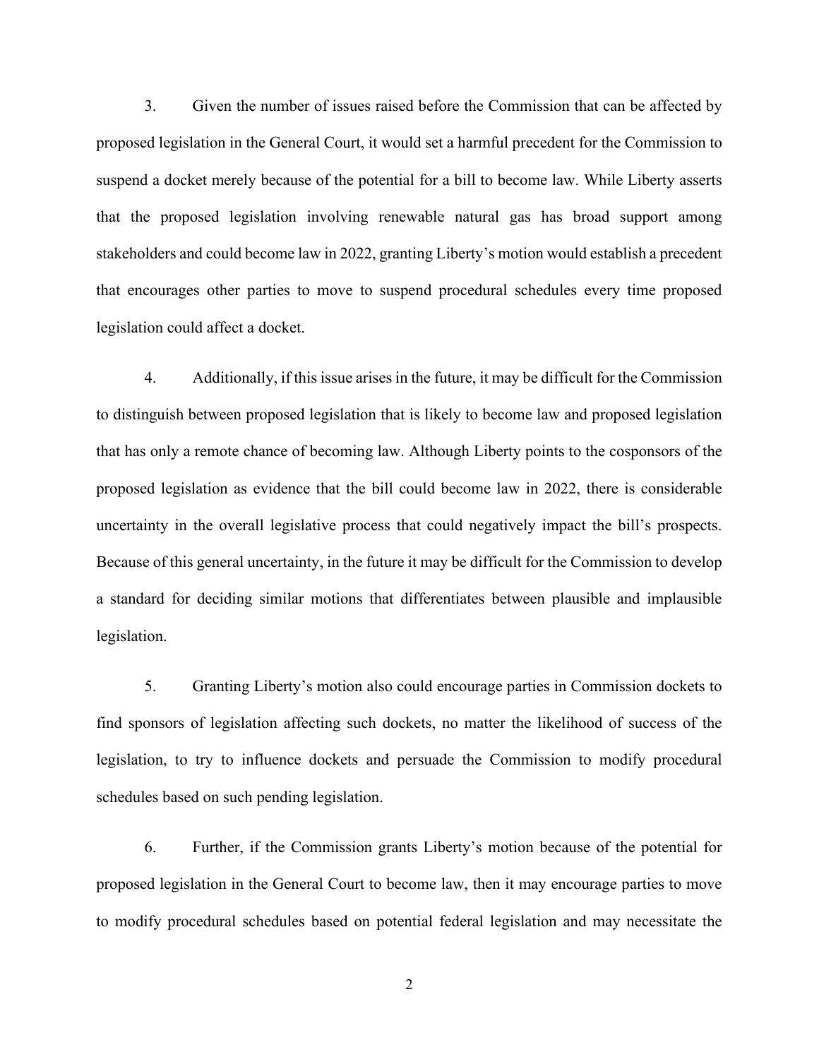3. Given the number of issues raised before the Commission that can be affected by proposed legislation in the General Court, it would set a harmful precedent for the Commission to suspend a docket merely because of the potential for a bill to become law. While Liberty asserts that the proposed legislation involving renewable natural gas has broad support among stakeholders and could become law in 2022, granting Liberty's motion would establish a precedent that encourages other parties to move to suspend procedural schedules every time proposed legislation could affect a docket.

4. Additionally, if this issue arises in the future, it may be difficult for the Commission to distinguish between proposed legislation that is likely to become law and proposed legislation that has only a remote chance of becoming law. Although Liberty points to the cosponsors of the proposed legislation as evidence that the bill could become law in 2022, there is considerable uncertainty in the overall legislative process that could negatively impact the bill's prospects. Because of this general uncertainty, in the future it may be difficult for the Commission to develop a standard for deciding similar motions that differentiates between plausible and implausible legislation.

5. Granting Liberty's motion also could encourage parties in Commission dockets to find sponsors of legislation affecting such dockets, no matter the likelihood of success of the legislation, to try to influence dockets and persuade the Commission to modify procedural schedules based on such pending legislation.

6. Further, if the Commission grants Liberty's motion because of the potential for proposed legislation in the General Court to become law, then it may encourage parties to move to modify procedural schedules based on potential federal legislation and may necessitate the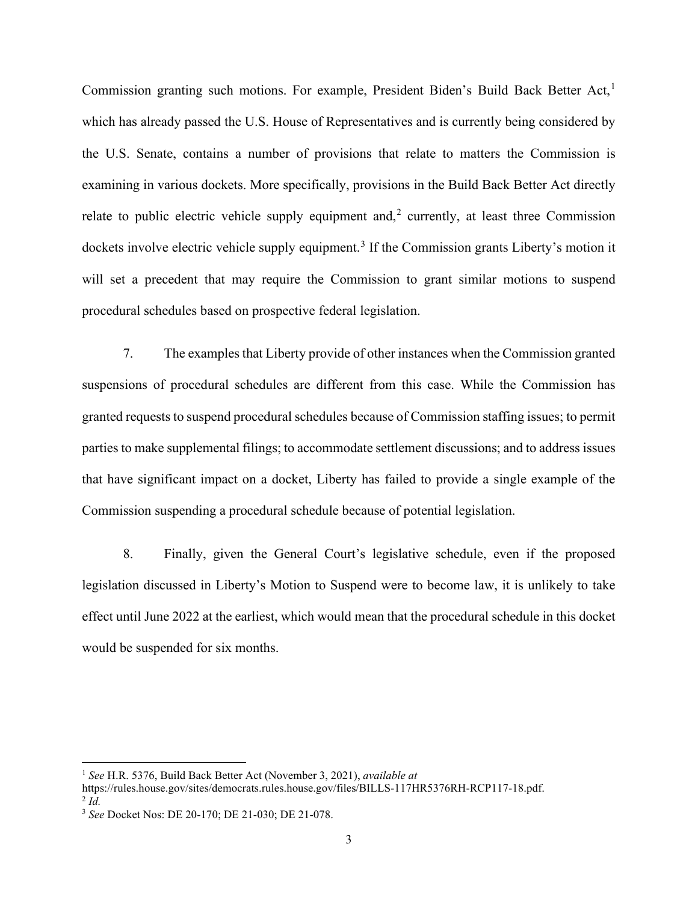Commission granting such motions. For example, President Biden's Build Back Better Act,[1] which has already passed the U.S. House of Representatives and is currently being considered by the U.S. Senate, contains a number of provisions that relate to matters the Commission is examining in various dockets. More specifically, provisions in the Build Back Better Act directly relate to public electric vehicle supply equipment and,[2] currently, at least three Commission dockets involve electric vehicle supply equipment.[3] If the Commission grants Liberty's motion it will set a precedent that may require the Commission to grant similar motions to suspend procedural schedules based on prospective federal legislation.

7. The examples that Liberty provide of other instances when the Commission granted suspensions of procedural schedules are different from this case. While the Commission has granted requests to suspend procedural schedules because of Commission staffing issues; to permit parties to make supplemental filings; to accommodate settlement discussions; and to address issues that have significant impact on a docket, Liberty has failed to provide a single example of the Commission suspending a procedural schedule because of potential legislation.

8. Finally, given the General Court's legislative schedule, even if the proposed legislation discussed in Liberty's Motion to Suspend were to become law, it is unlikely to take effect until June 2022 at the earliest, which would mean that the procedural schedule in this docket would be suspended for six months.

---

[1] *See* H.R. 5376, Build Back Better Act (November 3, 2021), *available at* https://rules.house.gov/sites/democrats.rules.house.gov/files/BILLS-117HR5376RH-RCP117-18.pdf.

[2] *Id.*

[3] *See* Docket Nos: DE 20-170; DE 21-030; DE 21-078.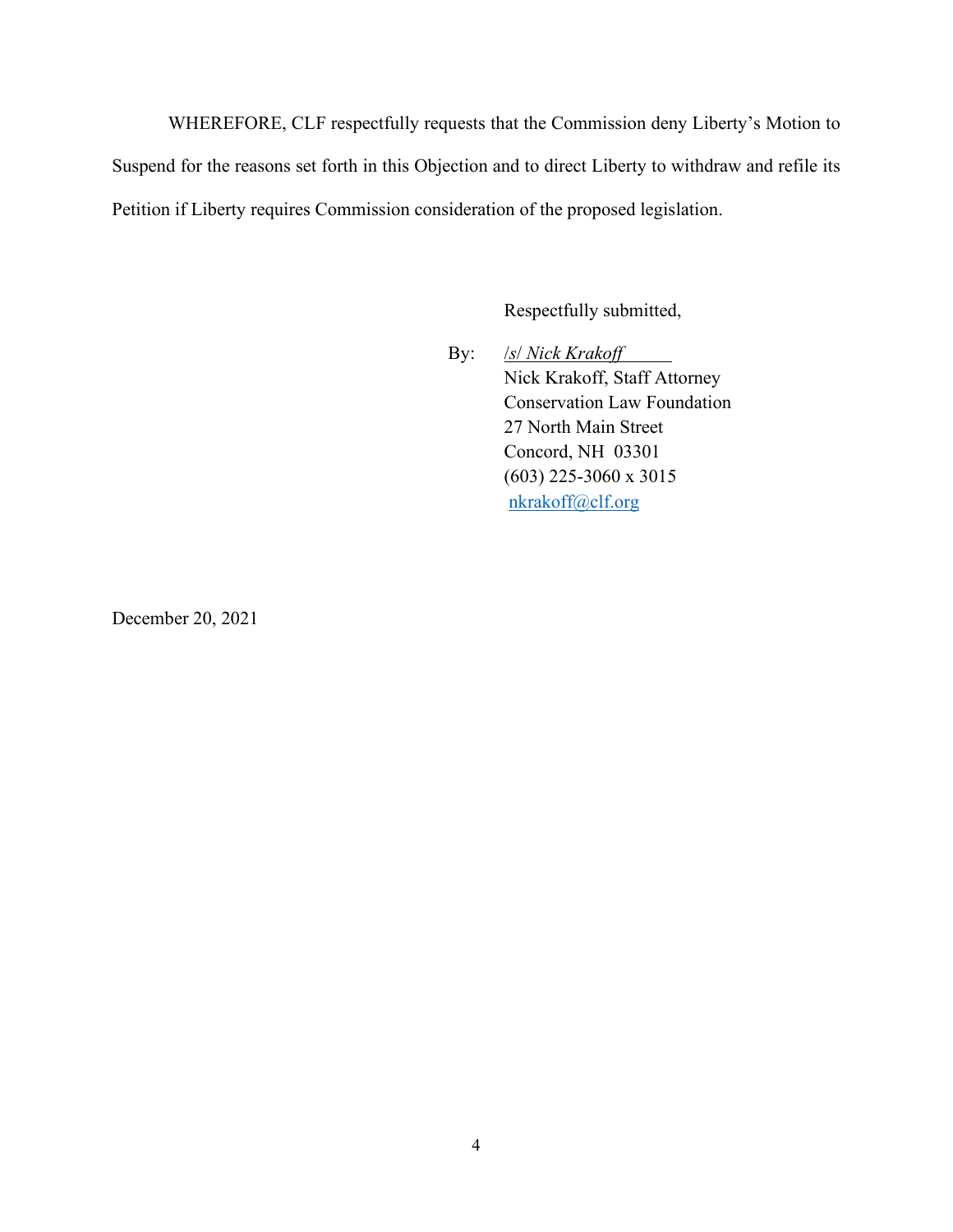WHEREFORE, CLF respectfully requests that the Commission deny Liberty's Motion to Suspend for the reasons set forth in this Objection and to direct Liberty to withdraw and refile its Petition if Liberty requires Commission consideration of the proposed legislation.

Respectfully submitted,

By: *_/s/ Nick Krakoff_*
Nick Krakoff, Staff Attorney
Conservation Law Foundation
27 North Main Street
Concord, NH 03301
(603) 225-3060 x 3015
nkrakoff@clf.org

December 20, 2021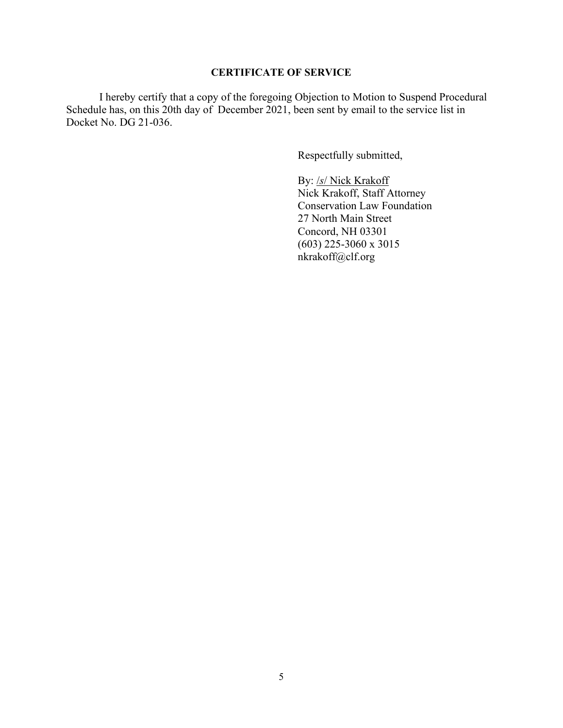**CERTIFICATE OF SERVICE**

I hereby certify that a copy of the foregoing Objection to Motion to Suspend Procedural Schedule has, on this 20th day of December 2021, been sent by email to the service list in Docket No. DG 21-036.

Respectfully submitted,

By: /s/ Nick Krakoff
Nick Krakoff, Staff Attorney
Conservation Law Foundation
27 North Main Street
Concord, NH 03301
(603) 225-3060 x 3015
nkrakoff@clf.org